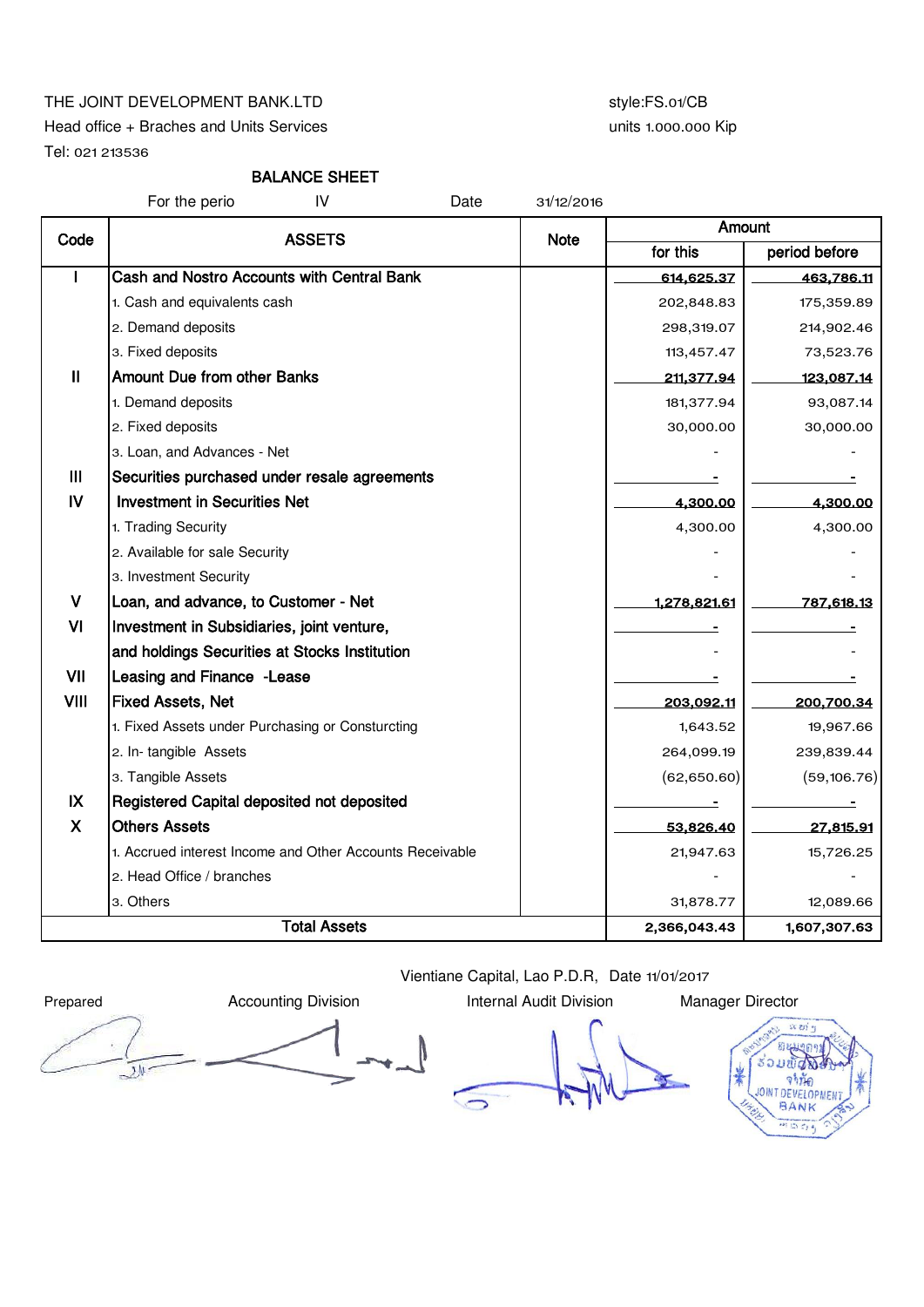THE JOINT DEVELOPMENT BANK.LTD

Head office + Braches and Units Services

Tel: 021 213536

style:FS.01/CB

units 1.000.000 Kip

## BALANCE SHEET

For the perio IV Date 31/12/2016

| Code | ASSETS | Note | Amount for this | Amount period before |
|---|---|---|---|---|
| I | **Cash and Nostro Accounts with Central Bank** | | **614,625.37** | **463,786.11** |
| | 1. Cash and equivalents cash | | 202,848.83 | 175,359.89 |
| | 2. Demand deposits | | 298,319.07 | 214,902.46 |
| | 3. Fixed deposits | | 113,457.47 | 73,523.76 |
| II | **Amount Due from other Banks** | | **211,377.94** | **123,087.14** |
| | 1. Demand deposits | | 181,377.94 | 93,087.14 |
| | 2. Fixed deposits | | 30,000.00 | 30,000.00 |
| | 3. Loan, and Advances - Net | | - | - |
| III | **Securities purchased under resale agreements** | | **-** | **-** |
| IV | **Investment in Securities Net** | | **4,300.00** | **4,300.00** |
| | 1. Trading Security | | 4,300.00 | 4,300.00 |
| | 2. Available for sale Security | | - | - |
| | 3. Investment Security | | - | - |
| V | **Loan, and advance, to Customer - Net** | | **1,278,821.61** | **787,618.13** |
| VI | **Investment in Subsidiaries, joint venture,** | | **-** | **-** |
| | **and holdings Securities at Stocks Institution** | | - | - |
| VII | **Leasing and Finance -Lease** | | **-** | **-** |
| VIII | **Fixed Assets, Net** | | **203,092.11** | **200,700.34** |
| | 1. Fixed Assets under Purchasing or Consturcting | | 1,643.52 | 19,967.66 |
| | 2. In- tangible Assets | | 264,099.19 | 239,839.44 |
| | 3. Tangible Assets | | (62,650.60) | (59,106.76) |
| IX | **Registered Capital deposited not deposited** | | **-** | **-** |
| X | **Others Assets** | | **53,826.40** | **27,815.91** |
| | 1. Accrued interest Income and Other Accounts Receivable | | 21,947.63 | 15,726.25 |
| | 2. Head Office / branches | | - | - |
| | 3. Others | | 31,878.77 | 12,089.66 |
| | **Total Assets** | | **2,366,043.43** | **1,607,307.63** |

Vientiane Capital, Lao P.D.R, Date 11/01/2017

| Prepared | Accounting Division | Internal Audit Division | Manager Director |
|---|---|---|---|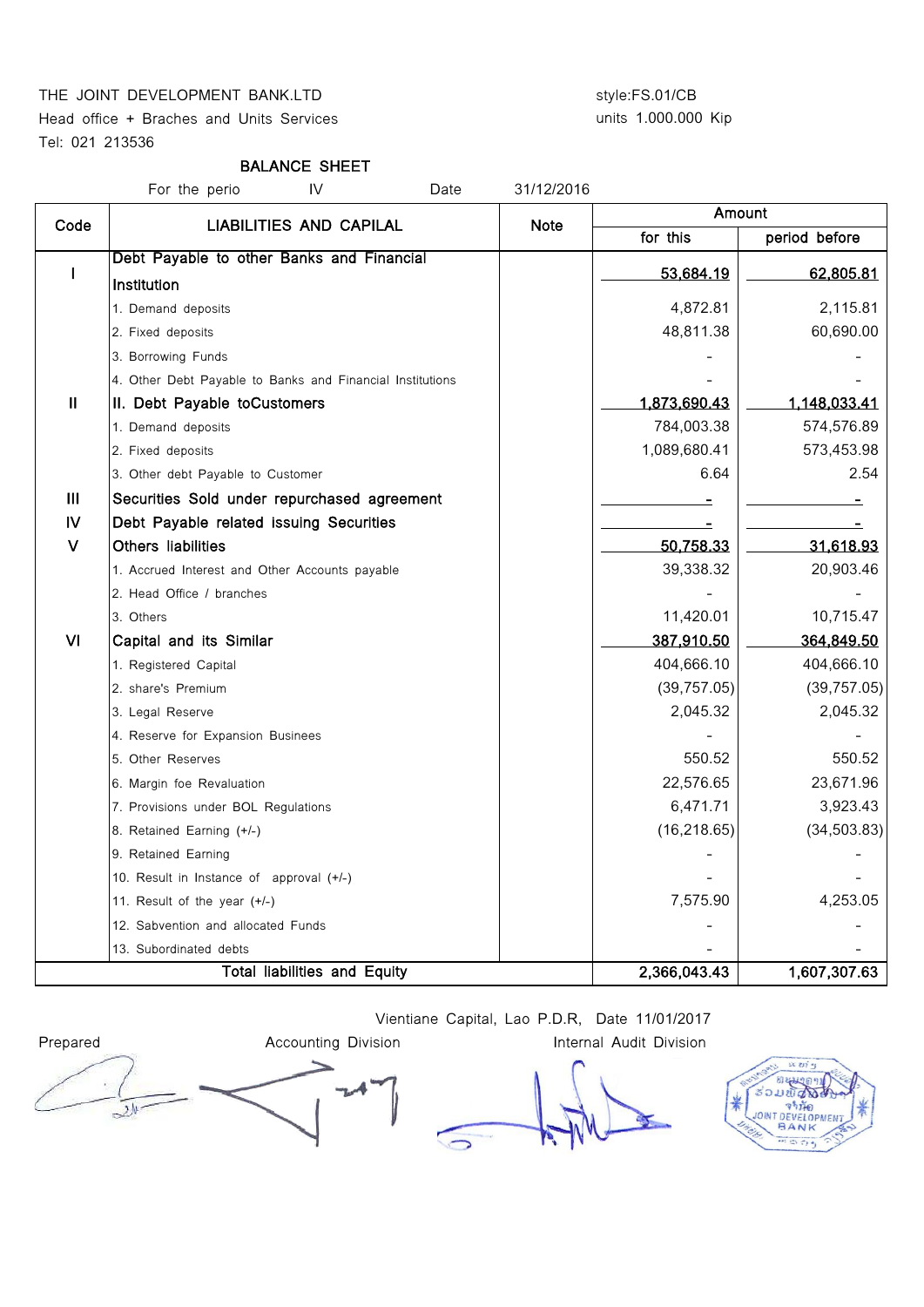THE JOINT DEVELOPMENT BANK.LTD

Head office + Braches and Units Services

Tel: 021 213536

style:FS.01/CB

units 1.000.000 Kip

## BALANCE SHEET

For the perio IV Date 31/12/2016

| Code | LIABILITIES AND CAPILAL | Note | Amount | |
|---|---|---|---|---|
| | | | for this | period before |
| I | Debt Payable to other Banks and Financial Institution | | 53,684.19 | 62,805.81 |
| | 1. Demand deposits | | 4,872.81 | 2,115.81 |
| | 2. Fixed deposits | | 48,811.38 | 60,690.00 |
| | 3. Borrowing Funds | | - | - |
| | 4. Other Debt Payable to Banks and Financial Institutions | | - | - |
| II | II. Debt Payable toCustomers | | 1,873,690.43 | 1,148,033.41 |
| | 1. Demand deposits | | 784,003.38 | 574,576.89 |
| | 2. Fixed deposits | | 1,089,680.41 | 573,453.98 |
| | 3. Other debt Payable to Customer | | 6.64 | 2.54 |
| III | Securities Sold under repurchased agreement | | - | - |
| IV | Debt Payable related issuing Securities | | - | - |
| V | Others liabilities | | 50,758.33 | 31,618.93 |
| | 1. Accrued Interest and Other Accounts payable | | 39,338.32 | 20,903.46 |
| | 2. Head Office / branches | | - | - |
| | 3. Others | | 11,420.01 | 10,715.47 |
| VI | Capital and its Similar | | 387,910.50 | 364,849.50 |
| | 1. Registered Capital | | 404,666.10 | 404,666.10 |
| | 2. share's Premium | | (39,757.05) | (39,757.05) |
| | 3. Legal Reserve | | 2,045.32 | 2,045.32 |
| | 4. Reserve for Expansion Businees | | - | - |
| | 5. Other Reserves | | 550.52 | 550.52 |
| | 6. Margin foe Revaluation | | 22,576.65 | 23,671.96 |
| | 7. Provisions under BOL Regulations | | 6,471.71 | 3,923.43 |
| | 8. Retained Earning (+/-) | | (16,218.65) | (34,503.83) |
| | 9. Retained Earning | | - | - |
| | 10. Result in Instance of approval (+/-) | | - | - |
| | 11. Result of the year (+/-) | | 7,575.90 | 4,253.05 |
| | 12. Sabvention and allocated Funds | | - | - |
| | 13. Subordinated debts | | - | - |
| | Total liabilities and Equity | | 2,366,043.43 | 1,607,307.63 |

Vientiane Capital, Lao P.D.R, Date 11/01/2017

Prepared | Accounting Division | Internal Audit Division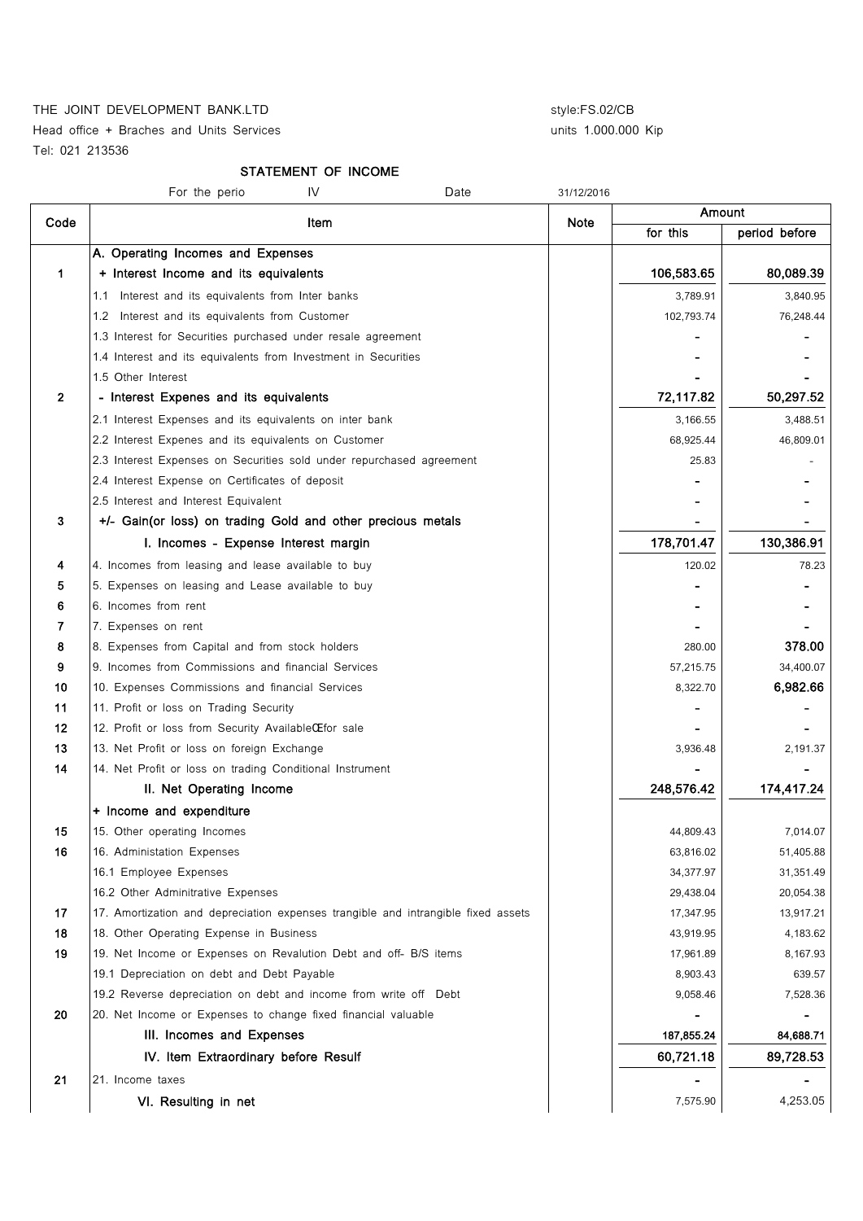THE JOINT DEVELOPMENT BANK.LTD

Head office + Braches and Units Services

Tel: 021 213536

style:FS.02/CB

units 1.000.000 Kip

## STATEMENT OF INCOME

For the perio IV Date 31/12/2016

| Code | Item | Note | Amount | |
|---|---|---|---|---|
| | | | for this | period before |
| | **A. Operating Incomes and Expenses** | | | |
| 1 | **+ Interest Income and its equivalents** | | **106,583.65** | **80,089.39** |
| | 1.1 Interest and its equivalents from Inter banks | | 3,789.91 | 3,840.95 |
| | 1.2 Interest and its equivalents from Customer | | 102,793.74 | 76,248.44 |
| | 1.3 Interest for Securities purchased under resale agreement | | - | - |
| | 1.4 Interest and its equivalents from Investment in Securities | | - | - |
| | 1.5 Other Interest | | - | - |
| 2 | **- Interest Expenes and its equivalents** | | **72,117.82** | **50,297.52** |
| | 2.1 Interest Expenses and its equivalents on inter bank | | 3,166.55 | 3,488.51 |
| | 2.2 Interest Expenes and its equivalents on Customer | | 68,925.44 | 46,809.01 |
| | 2.3 Interest Expenses on Securities sold under repurchased agreement | | 25.83 | - |
| | 2.4 Interest Expense on Certificates of deposit | | - | - |
| | 2.5 Interest and Interest Equivalent | | - | - |
| 3 | **+/- Gain(or loss) on trading Gold and other precious metals** | | - | - |
| | **I. Incomes - Expense Interest margin** | | **178,701.47** | **130,386.91** |
| 4 | 4. Incomes from leasing and lease available to buy | | 120.02 | 78.23 |
| 5 | 5. Expenses on leasing and Lease available to buy | | - | - |
| 6 | 6. Incomes from rent | | - | - |
| 7 | 7. Expenses on rent | | - | - |
| 8 | 8. Expenses from Capital and from stock holders | | 280.00 | **378.00** |
| 9 | 9. Incomes from Commissions and financial Services | | 57,215.75 | 34,400.07 |
| 10 | 10. Expenses Commissions and financial Services | | 8,322.70 | **6,982.66** |
| 11 | 11. Profit or loss on Trading Security | | - | - |
| 12 | 12. Profit or loss from Security AvailableŒfor sale | | - | - |
| 13 | 13. Net Profit or loss on foreign Exchange | | 3,936.48 | 2,191.37 |
| 14 | 14. Net Profit or loss on trading Conditional Instrument | | - | - |
| | **II. Net Operating Income** | | **248,576.42** | **174,417.24** |
| | **+ Income and expenditure** | | | |
| 15 | 15. Other operating Incomes | | 44,809.43 | 7,014.07 |
| 16 | 16. Administation Expenses | | 63,816.02 | 51,405.88 |
| | 16.1 Employee Expenses | | 34,377.97 | 31,351.49 |
| | 16.2 Other Adminitrative Expenses | | 29,438.04 | 20,054.38 |
| 17 | 17. Amortization and depreciation expenses trangible and intrangible fixed assets | | 17,347.95 | 13,917.21 |
| 18 | 18. Other Operating Expense in Business | | 43,919.95 | 4,183.62 |
| 19 | 19. Net Income or Expenses on Revalution Debt and off- B/S items | | 17,961.89 | 8,167.93 |
| | 19.1 Depreciation on debt and Debt Payable | | 8,903.43 | 639.57 |
| | 19.2 Reverse depreciation on debt and income from write off Debt | | 9,058.46 | 7,528.36 |
| 20 | 20. Net Income or Expenses to change fixed financial valuable | | - | - |
| | **III. Incomes and Expenses** | | **187,855.24** | **84,688.71** |
| | **IV. Item Extraordinary before Resulf** | | **60,721.18** | **89,728.53** |
| 21 | 21. Income taxes | | - | - |
| | **VI. Resulting in net** | | 7,575.90 | 4,253.05 |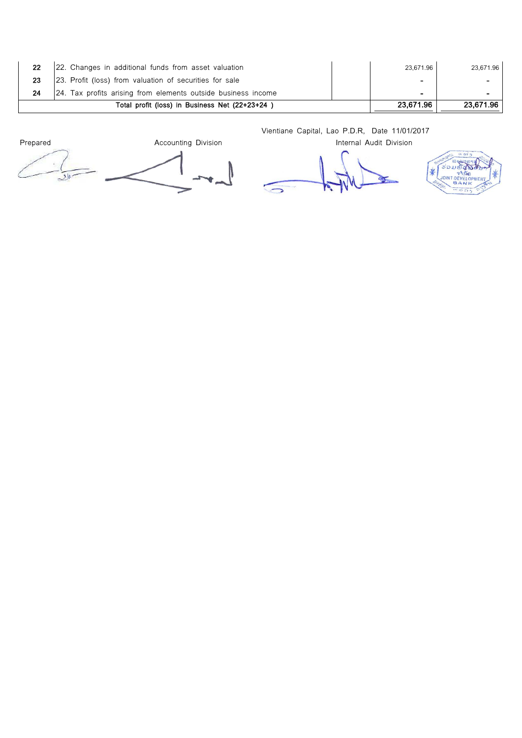| | | | | |
|---|---|---|---|---|
| 22 | 22. Changes in additional funds from asset valuation | | 23,671.96 | 23,671.96 |
| 23 | 23. Profit (loss) from valuation of securities for sale | | - | - |
| 24 | 24. Tax profits arising from elements outside business income | | - | - |
| | **Total profit (loss) in Business Net (22+23+24 )** | | **23,671.96** | **23,671.96** |

Vientiane Capital, Lao P.D.R, Date 11/01/2017

Prepared | Accounting Division | Internal Audit Division

JOINT DEVELOPMENT BANK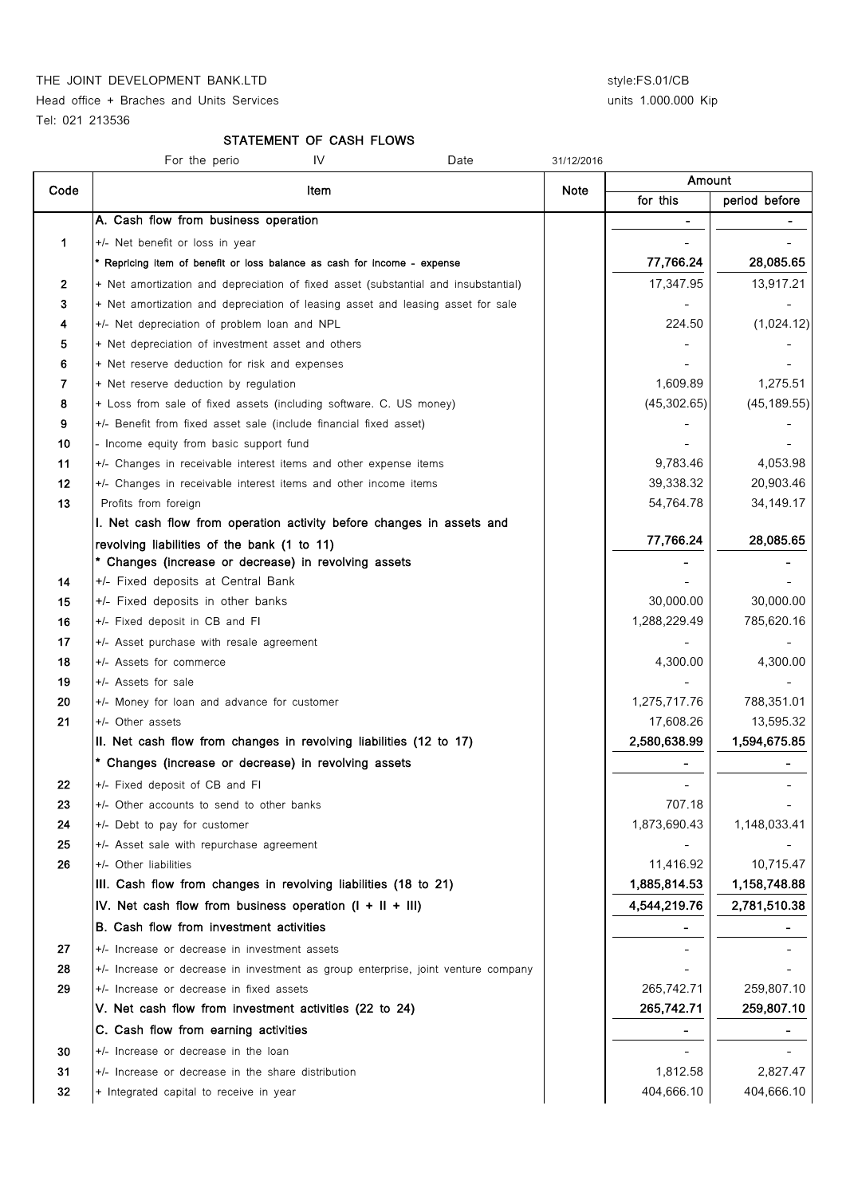THE JOINT DEVELOPMENT BANK.LTD

Head office + Braches and Units Services

Tel: 021 213536

style:FS.01/CB

units 1.000.000 Kip

## STATEMENT OF CASH FLOWS

For the perio IV Date 31/12/2016

| Code | Item | Note | Amount | |
|---|---|---|---|---|
| | | | for this | period before |
| | A. Cash flow from business operation | | - | - |
| 1 | +/- Net benefit or loss in year | | - | - |
| | * Repricing item of benefit or loss balance as cash for income - expense | | 77,766.24 | 28,085.65 |
| 2 | + Net amortization and depreciation of fixed asset (substantial and insubstantial) | | 17,347.95 | 13,917.21 |
| 3 | + Net amortization and depreciation of leasing asset and leasing asset for sale | | - | - |
| 4 | +/- Net depreciation of problem loan and NPL | | 224.50 | (1,024.12) |
| 5 | + Net depreciation of investment asset and others | | - | - |
| 6 | + Net reserve deduction for risk and expenses | | - | - |
| 7 | + Net reserve deduction by regulation | | 1,609.89 | 1,275.51 |
| 8 | + Loss from sale of fixed assets (including software. C. US money) | | (45,302.65) | (45,189.55) |
| 9 | +/- Benefit from fixed asset sale (include financial fixed asset) | | - | - |
| 10 | - Income equity from basic support fund | | - | - |
| 11 | +/- Changes in receivable interest items and other expense items | | 9,783.46 | 4,053.98 |
| 12 | +/- Changes in receivable interest items and other income items | | 39,338.32 | 20,903.46 |
| 13 | Profits from foreign | | 54,764.78 | 34,149.17 |
| | I. Net cash flow from operation activity before changes in assets and revolving liabilities of the bank (1 to 11) | | 77,766.24 | 28,085.65 |
| | * Changes (increase or decrease) in revolving assets | | - | - |
| 14 | +/- Fixed deposits at Central Bank | | - | - |
| 15 | +/- Fixed deposits in other banks | | 30,000.00 | 30,000.00 |
| 16 | +/- Fixed deposit in CB and FI | | 1,288,229.49 | 785,620.16 |
| 17 | +/- Asset purchase with resale agreement | | - | - |
| 18 | +/- Assets for commerce | | 4,300.00 | 4,300.00 |
| 19 | +/- Assets for sale | | - | - |
| 20 | +/- Money for loan and advance for customer | | 1,275,717.76 | 788,351.01 |
| 21 | +/- Other assets | | 17,608.26 | 13,595.32 |
| | II. Net cash flow from changes in revolving liabilities (12 to 17) | | 2,580,638.99 | 1,594,675.85 |
| | * Changes (increase or decrease) in revolving assets | | - | - |
| 22 | +/- Fixed deposit of CB and FI | | - | - |
| 23 | +/- Other accounts to send to other banks | | 707.18 | - |
| 24 | +/- Debt to pay for customer | | 1,873,690.43 | 1,148,033.41 |
| 25 | +/- Asset sale with repurchase agreement | | - | - |
| 26 | +/- Other liabilities | | 11,416.92 | 10,715.47 |
| | III. Cash flow from changes in revolving liabilities (18 to 21) | | 1,885,814.53 | 1,158,748.88 |
| | IV. Net cash flow from business operation (I + II + III) | | 4,544,219.76 | 2,781,510.38 |
| | B. Cash flow from investment activities | | - | - |
| 27 | +/- Increase or decrease in investment assets | | - | - |
| 28 | +/- Increase or decrease in investment as group enterprise, joint venture company | | - | - |
| 29 | +/- Increase or decrease in fixed assets | | 265,742.71 | 259,807.10 |
| | V. Net cash flow from investment activities (22 to 24) | | 265,742.71 | 259,807.10 |
| | C. Cash flow from earning activities | | - | - |
| 30 | +/- Increase or decrease in the loan | | - | - |
| 31 | +/- Increase or decrease in the share distribution | | 1,812.58 | 2,827.47 |
| 32 | + Integrated capital to receive in year | | 404,666.10 | 404,666.10 |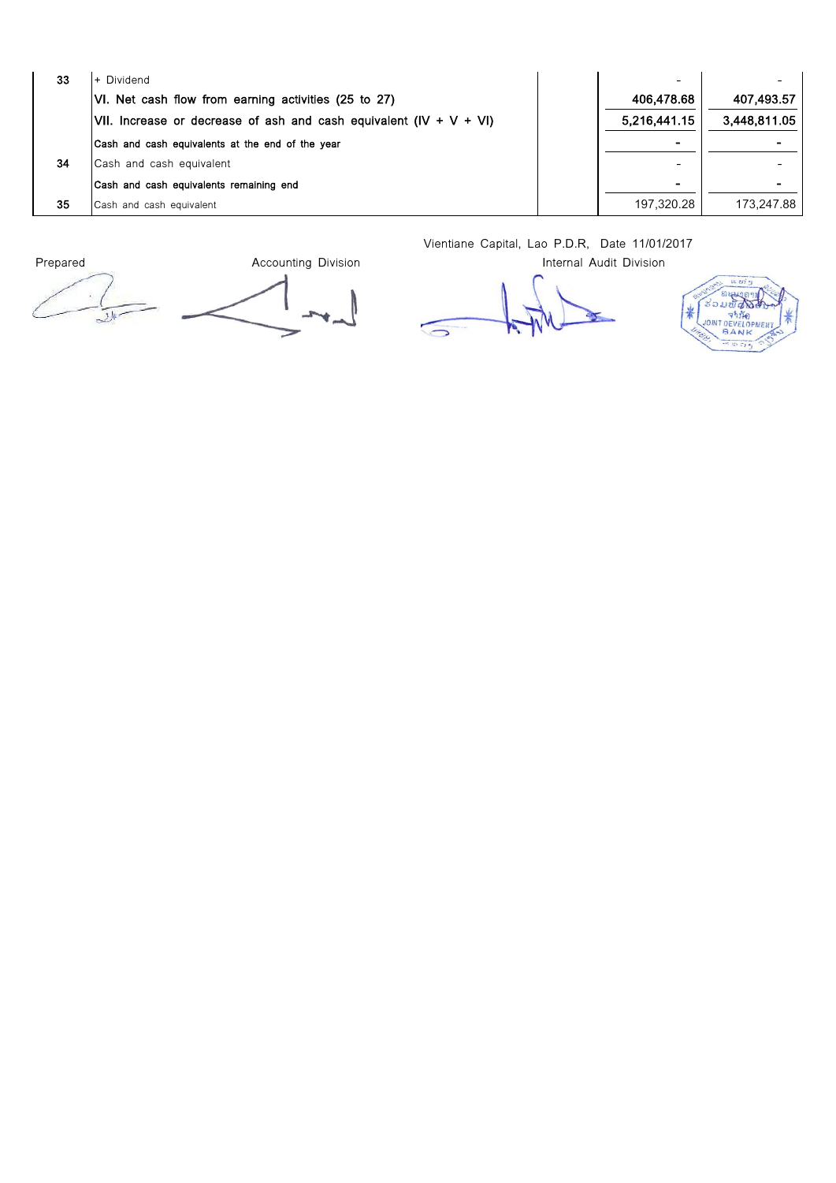| | | | | |
|---|---|---|---|---|
| 33 | + Dividend | | - | - |
| | **VI. Net cash flow from earning activities (25 to 27)** | | **406,478.68** | **407,493.57** |
| | **VII. Increase or decrease of ash and cash equivalent (IV + V + VI)** | | **5,216,441.15** | **3,448,811.05** |
| | **Cash and cash equivalents at the end of the year** | | **-** | **-** |
| 34 | Cash and cash equivalent | | - | - |
| | **Cash and cash equivalents remaining end** | | **-** | **-** |
| 35 | Cash and cash equivalent | | 197,320.28 | 173,247.88 |

Vientiane Capital, Lao P.D.R, Date 11/01/2017

Prepared | Accounting Division | Internal Audit Division

JOINT DEVELOPMENT BANK